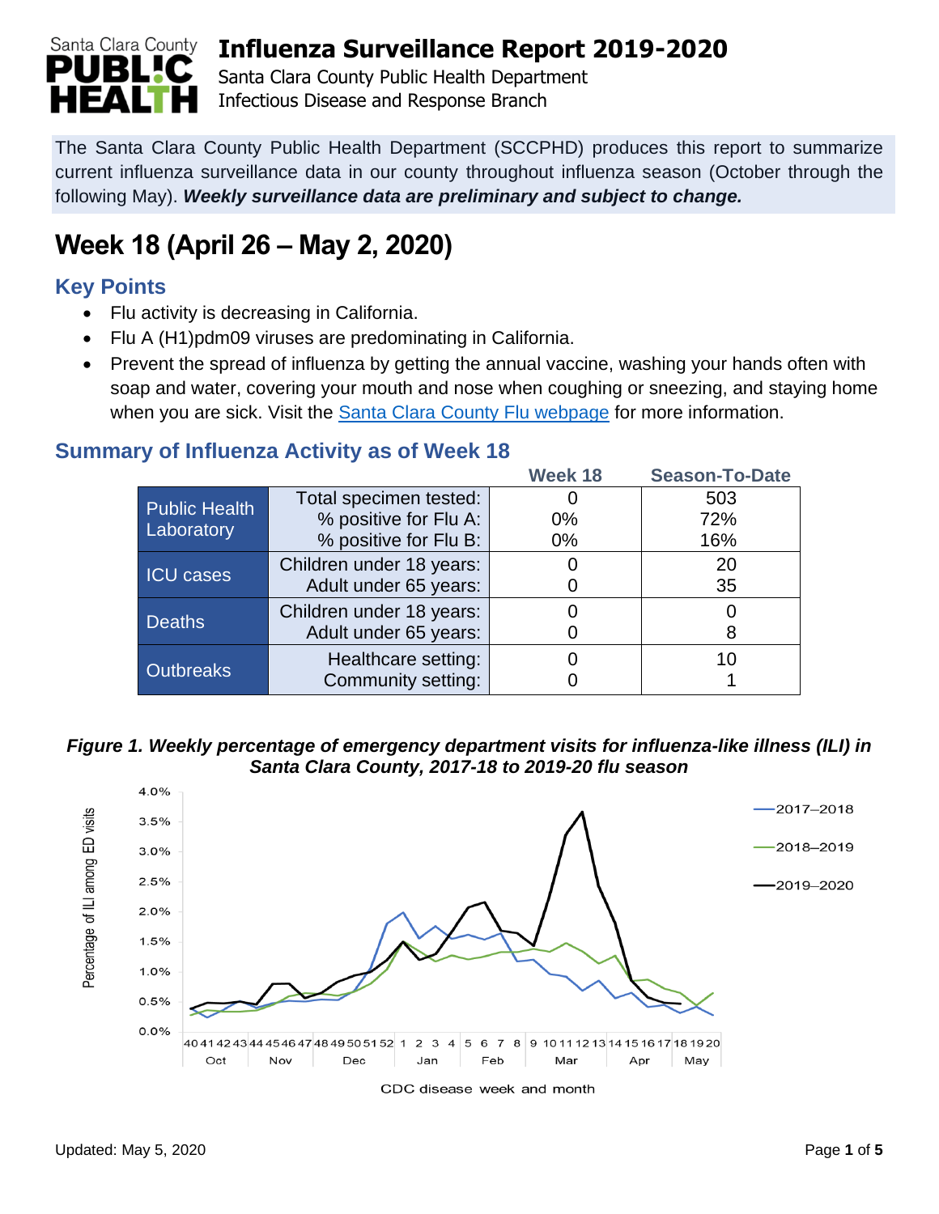# Influenza Surveillance Report 2019-2020

Santa Clara County Public Health Department
Infectious Disease and Response Branch

The Santa Clara County Public Health Department (SCCPHD) produces this report to summarize current influenza surveillance data in our county throughout influenza season (October through the following May). ***Weekly surveillance data are preliminary and subject to change.***

## Week 18 (April 26 – May 2, 2020)

### Key Points

- Flu activity is decreasing in California.
- Flu A (H1)pdm09 viruses are predominating in California.
- Prevent the spread of influenza by getting the annual vaccine, washing your hands often with soap and water, covering your mouth and nose when coughing or sneezing, and staying home when you are sick. Visit the Santa Clara County Flu webpage for more information.

### Summary of Influenza Activity as of Week 18

| | | Week 18 | Season-To-Date |
|---|---|---|---|
| Public Health Laboratory | Total specimen tested: | 0 | 503 |
| | % positive for Flu A: | 0% | 72% |
| | % positive for Flu B: | 0% | 16% |
| ICU cases | Children under 18 years: | 0 | 20 |
| | Adult under 65 years: | 0 | 35 |
| Deaths | Children under 18 years: | 0 | 0 |
| | Adult under 65 years: | 0 | 8 |
| Outbreaks | Healthcare setting: | 0 | 10 |
| | Community setting: | 0 | 1 |

***Figure 1. Weekly percentage of emergency department visits for influenza-like illness (ILI) in Santa Clara County, 2017-18 to 2019-20 flu season***

Updated: May 5, 2020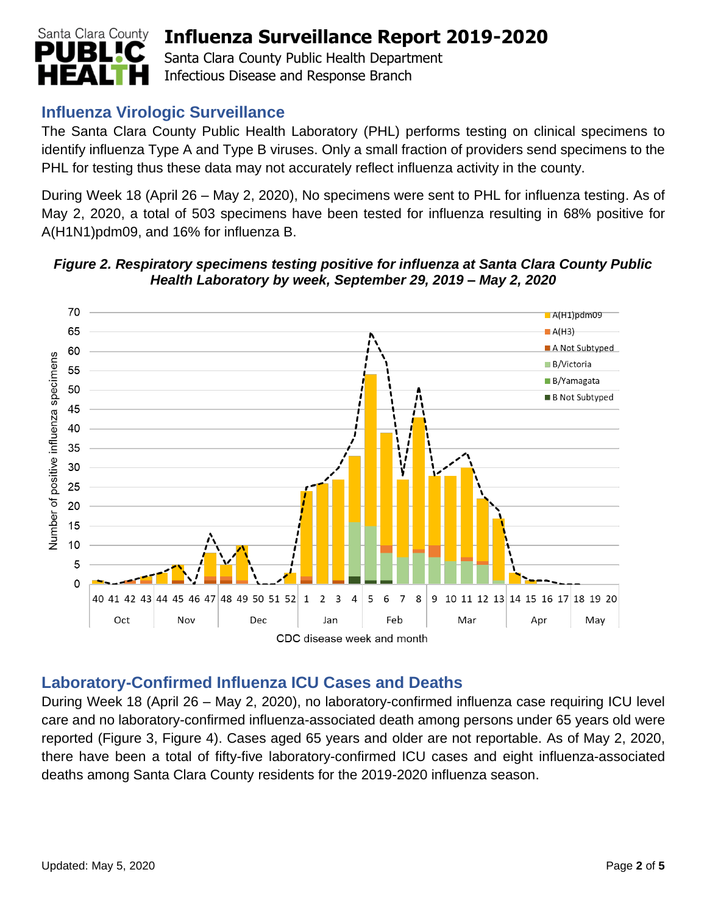# Influenza Surveillance Report 2019-2020

Santa Clara County Public Health Department
Infectious Disease and Response Branch

## Influenza Virologic Surveillance

The Santa Clara County Public Health Laboratory (PHL) performs testing on clinical specimens to identify influenza Type A and Type B viruses. Only a small fraction of providers send specimens to the PHL for testing thus these data may not accurately reflect influenza activity in the county.

During Week 18 (April 26 – May 2, 2020), No specimens were sent to PHL for influenza testing. As of May 2, 2020, a total of 503 specimens have been tested for influenza resulting in 68% positive for A(H1N1)pdm09, and 16% for influenza B.

***Figure 2. Respiratory specimens testing positive for influenza at Santa Clara County Public Health Laboratory by week, September 29, 2019 – May 2, 2020***

## Laboratory-Confirmed Influenza ICU Cases and Deaths

During Week 18 (April 26 – May 2, 2020), no laboratory-confirmed influenza case requiring ICU level care and no laboratory-confirmed influenza-associated death among persons under 65 years old were reported (Figure 3, Figure 4). Cases aged 65 years and older are not reportable. As of May 2, 2020, there have been a total of fifty-five laboratory-confirmed ICU cases and eight influenza-associated deaths among Santa Clara County residents for the 2019-2020 influenza season.

Updated: May 5, 2020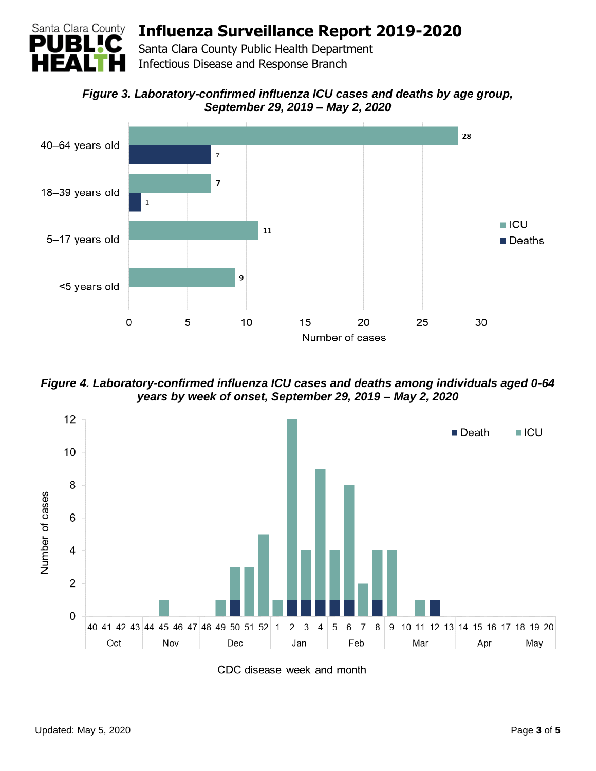*Figure 3. Laboratory-confirmed influenza ICU cases and deaths by age group, September 29, 2019 – May 2, 2020*

| Age group | ICU | Deaths |
|---|---|---|
| 40–64 years old | 28 | 7 |
| 18–39 years old | 7 | 1 |
| 5–17 years old | 11 | |
| <5 years old | 9 | |

*Figure 4. Laboratory-confirmed influenza ICU cases and deaths among individuals aged 0-64 years by week of onset, September 29, 2019 – May 2, 2020*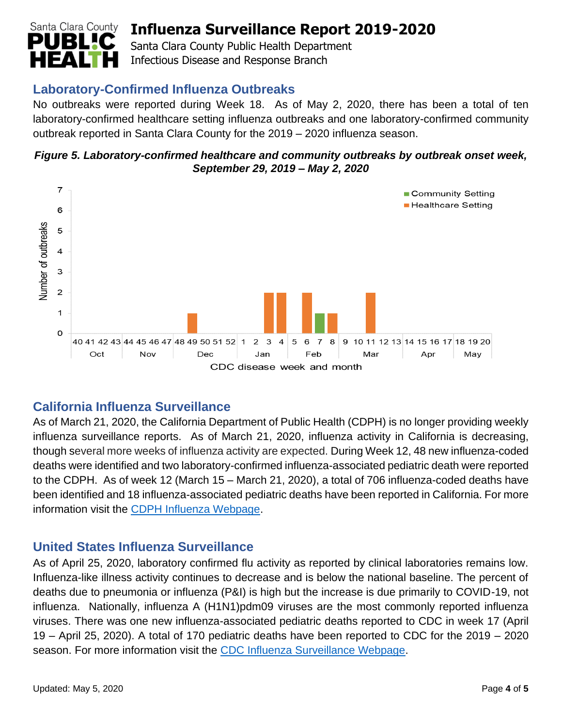## Laboratory-Confirmed Influenza Outbreaks

No outbreaks were reported during Week 18. As of May 2, 2020, there has been a total of ten laboratory-confirmed healthcare setting influenza outbreaks and one laboratory-confirmed community outbreak reported in Santa Clara County for the 2019 – 2020 influenza season.

***Figure 5. Laboratory-confirmed healthcare and community outbreaks by outbreak onset week, September 29, 2019 – May 2, 2020***

## California Influenza Surveillance

As of March 21, 2020, the California Department of Public Health (CDPH) is no longer providing weekly influenza surveillance reports. As of March 21, 2020, influenza activity in California is decreasing, though several more weeks of influenza activity are expected. During Week 12, 48 new influenza-coded deaths were identified and two laboratory-confirmed influenza-associated pediatric death were reported to the CDPH. As of week 12 (March 15 – March 21, 2020), a total of 706 influenza-coded deaths have been identified and 18 influenza-associated pediatric deaths have been reported in California. For more information visit the CDPH Influenza Webpage.

## United States Influenza Surveillance

As of April 25, 2020, laboratory confirmed flu activity as reported by clinical laboratories remains low. Influenza-like illness activity continues to decrease and is below the national baseline. The percent of deaths due to pneumonia or influenza (P&I) is high but the increase is due primarily to COVID-19, not influenza. Nationally, influenza A (H1N1)pdm09 viruses are the most commonly reported influenza viruses. There was one new influenza-associated pediatric deaths reported to CDC in week 17 (April 19 – April 25, 2020). A total of 170 pediatric deaths have been reported to CDC for the 2019 – 2020 season. For more information visit the CDC Influenza Surveillance Webpage.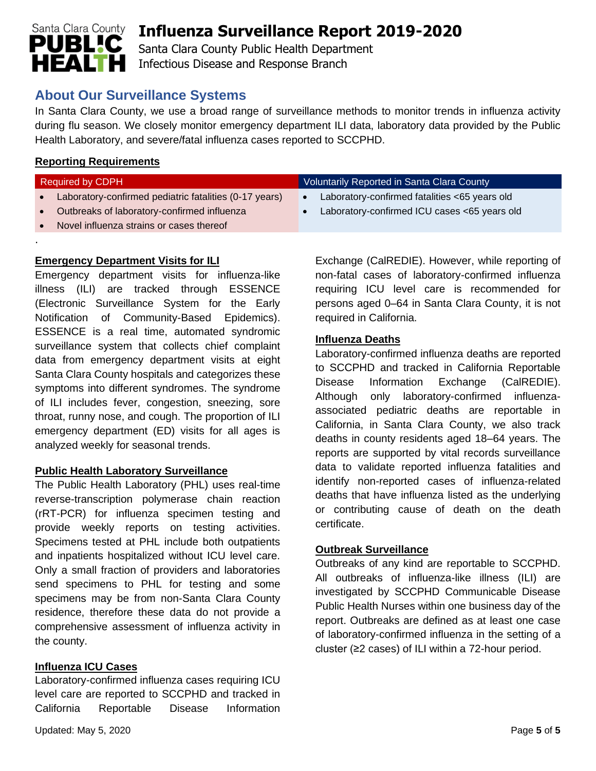# Influenza Surveillance Report 2019-2020

Santa Clara County Public Health Department
Infectious Disease and Response Branch

## About Our Surveillance Systems

In Santa Clara County, we use a broad range of surveillance methods to monitor trends in influenza activity during flu season. We closely monitor emergency department ILI data, laboratory data provided by the Public Health Laboratory, and severe/fatal influenza cases reported to SCCPHD.

### Reporting Requirements

| Required by CDPH | Voluntarily Reported in Santa Clara County |
|---|---|
| • Laboratory-confirmed pediatric fatalities (0-17 years)<br>• Outbreaks of laboratory-confirmed influenza<br>• Novel influenza strains or cases thereof | • Laboratory-confirmed fatalities <65 years old<br>• Laboratory-confirmed ICU cases <65 years old |

### Emergency Department Visits for ILI

Emergency department visits for influenza-like illness (ILI) are tracked through ESSENCE (Electronic Surveillance System for the Early Notification of Community-Based Epidemics). ESSENCE is a real time, automated syndromic surveillance system that collects chief complaint data from emergency department visits at eight Santa Clara County hospitals and categorizes these symptoms into different syndromes. The syndrome of ILI includes fever, congestion, sneezing, sore throat, runny nose, and cough. The proportion of ILI emergency department (ED) visits for all ages is analyzed weekly for seasonal trends.

### Public Health Laboratory Surveillance

The Public Health Laboratory (PHL) uses real-time reverse-transcription polymerase chain reaction (rRT-PCR) for influenza specimen testing and provide weekly reports on testing activities. Specimens tested at PHL include both outpatients and inpatients hospitalized without ICU level care. Only a small fraction of providers and laboratories send specimens to PHL for testing and some specimens may be from non-Santa Clara County residence, therefore these data do not provide a comprehensive assessment of influenza activity in the county.

### Influenza ICU Cases

Laboratory-confirmed influenza cases requiring ICU level care are reported to SCCPHD and tracked in California Reportable Disease Information Exchange (CalREDIE). However, while reporting of non-fatal cases of laboratory-confirmed influenza requiring ICU level care is recommended for persons aged 0–64 in Santa Clara County, it is not required in California.

### Influenza Deaths

Laboratory-confirmed influenza deaths are reported to SCCPHD and tracked in California Reportable Disease Information Exchange (CalREDIE). Although only laboratory-confirmed influenza-associated pediatric deaths are reportable in California, in Santa Clara County, we also track deaths in county residents aged 18–64 years. The reports are supported by vital records surveillance data to validate reported influenza fatalities and identify non-reported cases of influenza-related deaths that have influenza listed as the underlying or contributing cause of death on the death certificate.

### Outbreak Surveillance

Outbreaks of any kind are reportable to SCCPHD. All outbreaks of influenza-like illness (ILI) are investigated by SCCPHD Communicable Disease Public Health Nurses within one business day of the report. Outbreaks are defined as at least one case of laboratory-confirmed influenza in the setting of a cluster (≥2 cases) of ILI within a 72-hour period.

Updated: May 5, 2020